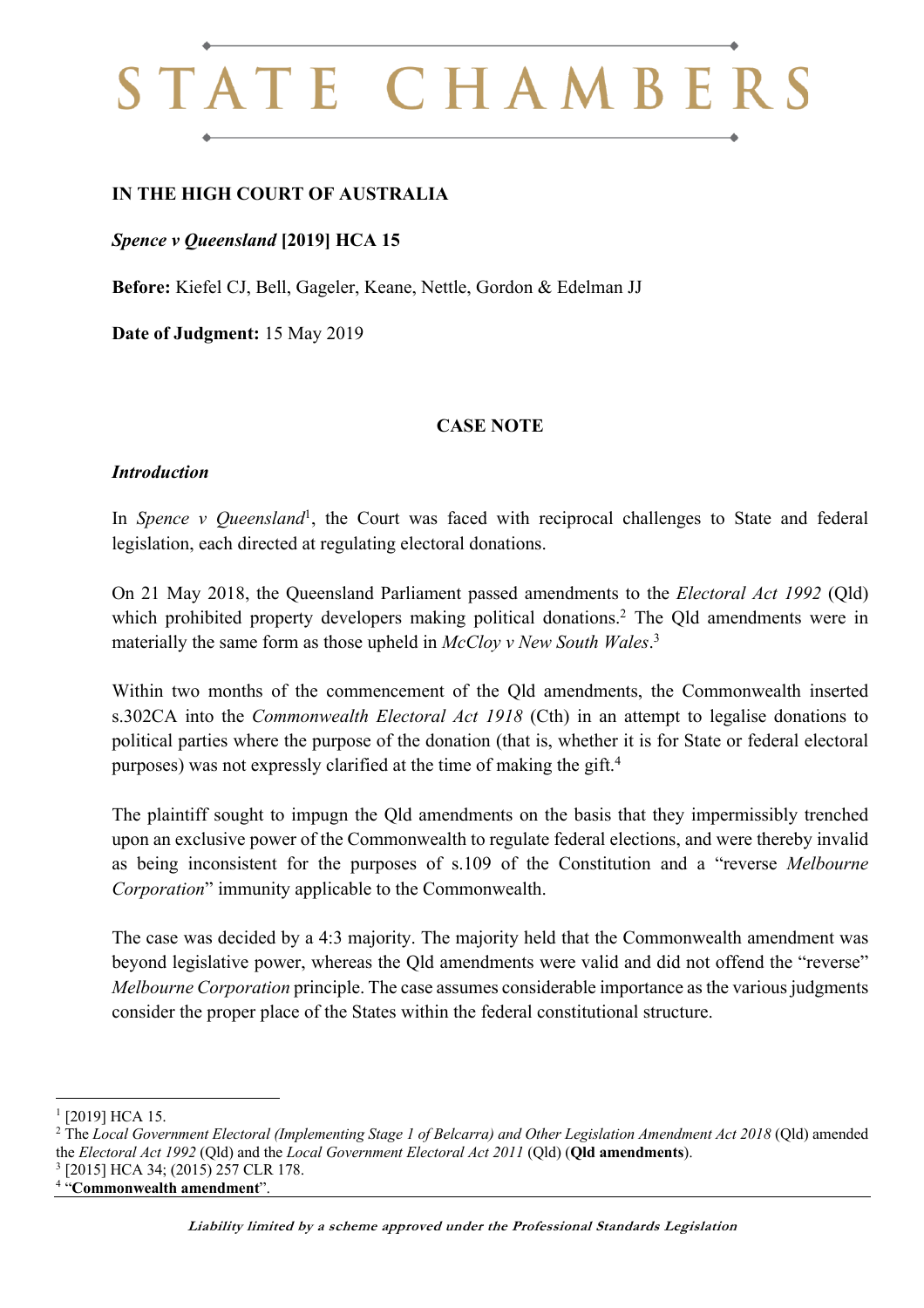# STATE CHAMBERS

**IN THE HIGH COURT OF AUSTRALIA**

***Spence v Queensland* [2019] HCA 15**

**Before:** Kiefel CJ, Bell, Gageler, Keane, Nettle, Gordon & Edelman JJ

**Date of Judgment:** 15 May 2019

**CASE NOTE**

***Introduction***

In *Spence v Queensland*[1], the Court was faced with reciprocal challenges to State and federal legislation, each directed at regulating electoral donations.

On 21 May 2018, the Queensland Parliament passed amendments to the *Electoral Act 1992* (Qld) which prohibited property developers making political donations.[2] The Qld amendments were in materially the same form as those upheld in *McCloy v New South Wales*.[3]

Within two months of the commencement of the Qld amendments, the Commonwealth inserted s.302CA into the *Commonwealth Electoral Act 1918* (Cth) in an attempt to legalise donations to political parties where the purpose of the donation (that is, whether it is for State or federal electoral purposes) was not expressly clarified at the time of making the gift.[4]

The plaintiff sought to impugn the Qld amendments on the basis that they impermissibly trenched upon an exclusive power of the Commonwealth to regulate federal elections, and were thereby invalid as being inconsistent for the purposes of s.109 of the Constitution and a "reverse *Melbourne Corporation*" immunity applicable to the Commonwealth.

The case was decided by a 4:3 majority. The majority held that the Commonwealth amendment was beyond legislative power, whereas the Qld amendments were valid and did not offend the "reverse" *Melbourne Corporation* principle. The case assumes considerable importance as the various judgments consider the proper place of the States within the federal constitutional structure.

---

[1] [2019] HCA 15.

[2] The *Local Government Electoral (Implementing Stage 1 of Belcarra) and Other Legislation Amendment Act 2018* (Qld) amended the *Electoral Act 1992* (Qld) and the *Local Government Electoral Act 2011* (Qld) (**Qld amendments**).

[3] [2015] HCA 34; (2015) 257 CLR 178.

[4] "**Commonwealth amendment**".

*Liability limited by a scheme approved under the Professional Standards Legislation*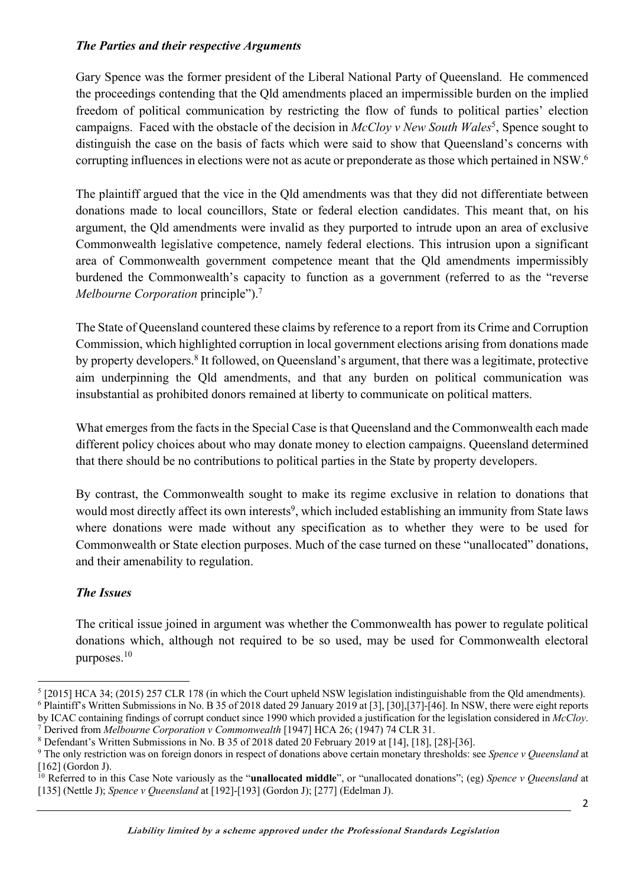### *The Parties and their respective Arguments*

Gary Spence was the former president of the Liberal National Party of Queensland. He commenced the proceedings contending that the Qld amendments placed an impermissible burden on the implied freedom of political communication by restricting the flow of funds to political parties' election campaigns. Faced with the obstacle of the decision in *McCloy v New South Wales*[5], Spence sought to distinguish the case on the basis of facts which were said to show that Queensland's concerns with corrupting influences in elections were not as acute or preponderate as those which pertained in NSW.[6]

The plaintiff argued that the vice in the Qld amendments was that they did not differentiate between donations made to local councillors, State or federal election candidates. This meant that, on his argument, the Qld amendments were invalid as they purported to intrude upon an area of exclusive Commonwealth legislative competence, namely federal elections. This intrusion upon a significant area of Commonwealth government competence meant that the Qld amendments impermissibly burdened the Commonwealth's capacity to function as a government (referred to as the "reverse *Melbourne Corporation* principle").[7]

The State of Queensland countered these claims by reference to a report from its Crime and Corruption Commission, which highlighted corruption in local government elections arising from donations made by property developers.[8] It followed, on Queensland's argument, that there was a legitimate, protective aim underpinning the Qld amendments, and that any burden on political communication was insubstantial as prohibited donors remained at liberty to communicate on political matters.

What emerges from the facts in the Special Case is that Queensland and the Commonwealth each made different policy choices about who may donate money to election campaigns. Queensland determined that there should be no contributions to political parties in the State by property developers.

By contrast, the Commonwealth sought to make its regime exclusive in relation to donations that would most directly affect its own interests[9], which included establishing an immunity from State laws where donations were made without any specification as to whether they were to be used for Commonwealth or State election purposes. Much of the case turned on these "unallocated" donations, and their amenability to regulation.

### *The Issues*

The critical issue joined in argument was whether the Commonwealth has power to regulate political donations which, although not required to be so used, may be used for Commonwealth electoral purposes.[10]

---

[5] [2015] HCA 34; (2015) 257 CLR 178 (in which the Court upheld NSW legislation indistinguishable from the Qld amendments).

[6] Plaintiff's Written Submissions in No. B 35 of 2018 dated 29 January 2019 at [3], [30],[37]-[46]. In NSW, there were eight reports by ICAC containing findings of corrupt conduct since 1990 which provided a justification for the legislation considered in *McCloy*.

[7] Derived from *Melbourne Corporation v Commonwealth* [1947] HCA 26; (1947) 74 CLR 31.

[8] Defendant's Written Submissions in No. B 35 of 2018 dated 20 February 2019 at [14], [18], [28]-[36].

[9] The only restriction was on foreign donors in respect of donations above certain monetary thresholds: see *Spence v Queensland* at [162] (Gordon J).

[10] Referred to in this Case Note variously as the "**unallocated middle**", or "unallocated donations"; (eg) *Spence v Queensland* at [135] (Nettle J); *Spence v Queensland* at [192]-[193] (Gordon J); [277] (Edelman J).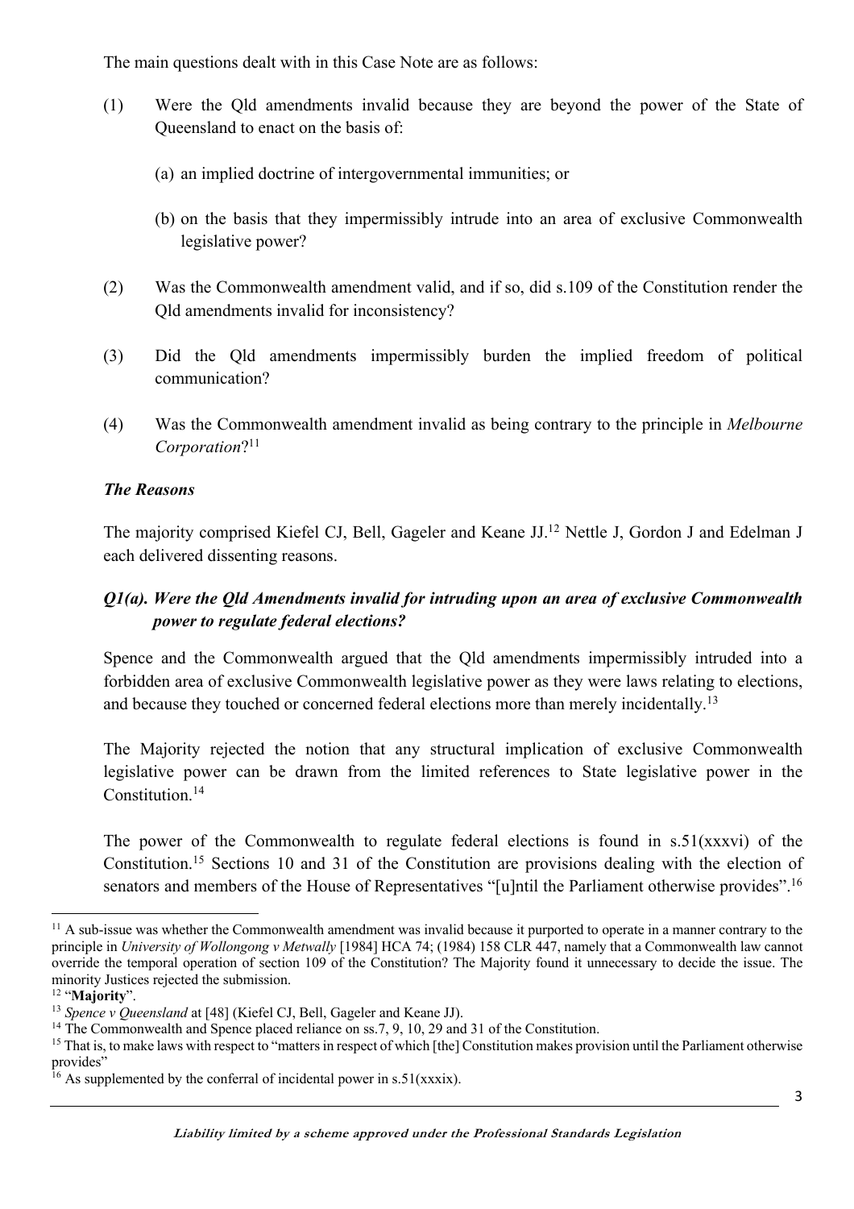The main questions dealt with in this Case Note are as follows:

(1) Were the Qld amendments invalid because they are beyond the power of the State of Queensland to enact on the basis of:

  (a) an implied doctrine of intergovernmental immunities; or

  (b) on the basis that they impermissibly intrude into an area of exclusive Commonwealth legislative power?

(2) Was the Commonwealth amendment valid, and if so, did s.109 of the Constitution render the Qld amendments invalid for inconsistency?

(3) Did the Qld amendments impermissibly burden the implied freedom of political communication?

(4) Was the Commonwealth amendment invalid as being contrary to the principle in *Melbourne Corporation*?[11]

***The Reasons***

The majority comprised Kiefel CJ, Bell, Gageler and Keane JJ.[12] Nettle J, Gordon J and Edelman J each delivered dissenting reasons.

***Q1(a). Were the Qld Amendments invalid for intruding upon an area of exclusive Commonwealth power to regulate federal elections?***

Spence and the Commonwealth argued that the Qld amendments impermissibly intruded into a forbidden area of exclusive Commonwealth legislative power as they were laws relating to elections, and because they touched or concerned federal elections more than merely incidentally.[13]

The Majority rejected the notion that any structural implication of exclusive Commonwealth legislative power can be drawn from the limited references to State legislative power in the Constitution.[14]

The power of the Commonwealth to regulate federal elections is found in s.51(xxxvi) of the Constitution.[15] Sections 10 and 31 of the Constitution are provisions dealing with the election of senators and members of the House of Representatives "[u]ntil the Parliament otherwise provides".[16]

---

[11] A sub-issue was whether the Commonwealth amendment was invalid because it purported to operate in a manner contrary to the principle in *University of Wollongong v Metwally* [1984] HCA 74; (1984) 158 CLR 447, namely that a Commonwealth law cannot override the temporal operation of section 109 of the Constitution? The Majority found it unnecessary to decide the issue. The minority Justices rejected the submission.

[12] "**Majority**".

[13] *Spence v Queensland* at [48] (Kiefel CJ, Bell, Gageler and Keane JJ).

[14] The Commonwealth and Spence placed reliance on ss.7, 9, 10, 29 and 31 of the Constitution.

[15] That is, to make laws with respect to "matters in respect of which [the] Constitution makes provision until the Parliament otherwise provides"

[16] As supplemented by the conferral of incidental power in s.51(xxxix).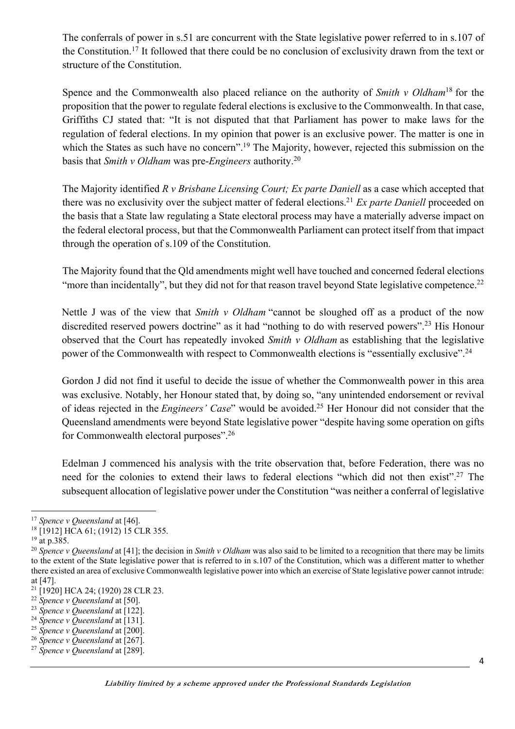The conferrals of power in s.51 are concurrent with the State legislative power referred to in s.107 of the Constitution.[17] It followed that there could be no conclusion of exclusivity drawn from the text or structure of the Constitution.

Spence and the Commonwealth also placed reliance on the authority of *Smith v Oldham*[18] for the proposition that the power to regulate federal elections is exclusive to the Commonwealth. In that case, Griffiths CJ stated that: "It is not disputed that that Parliament has power to make laws for the regulation of federal elections. In my opinion that power is an exclusive power. The matter is one in which the States as such have no concern".[19] The Majority, however, rejected this submission on the basis that *Smith v Oldham* was pre-*Engineers* authority.[20]

The Majority identified *R v Brisbane Licensing Court; Ex parte Daniell* as a case which accepted that there was no exclusivity over the subject matter of federal elections.[21] *Ex parte Daniell* proceeded on the basis that a State law regulating a State electoral process may have a materially adverse impact on the federal electoral process, but that the Commonwealth Parliament can protect itself from that impact through the operation of s.109 of the Constitution.

The Majority found that the Qld amendments might well have touched and concerned federal elections "more than incidentally", but they did not for that reason travel beyond State legislative competence.[22]

Nettle J was of the view that *Smith v Oldham* "cannot be sloughed off as a product of the now discredited reserved powers doctrine" as it had "nothing to do with reserved powers".[23] His Honour observed that the Court has repeatedly invoked *Smith v Oldham* as establishing that the legislative power of the Commonwealth with respect to Commonwealth elections is "essentially exclusive".[24]

Gordon J did not find it useful to decide the issue of whether the Commonwealth power in this area was exclusive. Notably, her Honour stated that, by doing so, "any unintended endorsement or revival of ideas rejected in the *Engineers' Case*" would be avoided.[25] Her Honour did not consider that the Queensland amendments were beyond State legislative power "despite having some operation on gifts for Commonwealth electoral purposes".[26]

Edelman J commenced his analysis with the trite observation that, before Federation, there was no need for the colonies to extend their laws to federal elections "which did not then exist".[27] The subsequent allocation of legislative power under the Constitution "was neither a conferral of legislative

---

[17] *Spence v Queensland* at [46].

[18] [1912] HCA 61; (1912) 15 CLR 355.

[19] at p.385.

[20] *Spence v Queensland* at [41]; the decision in *Smith v Oldham* was also said to be limited to a recognition that there may be limits to the extent of the State legislative power that is referred to in s.107 of the Constitution, which was a different matter to whether there existed an area of exclusive Commonwealth legislative power into which an exercise of State legislative power cannot intrude: at [47].

[21] [1920] HCA 24; (1920) 28 CLR 23.

[22] *Spence v Queensland* at [50].

[23] *Spence v Queensland* at [122].

[24] *Spence v Queensland* at [131].

[25] *Spence v Queensland* at [200].

[26] *Spence v Queensland* at [267].

[27] *Spence v Queensland* at [289].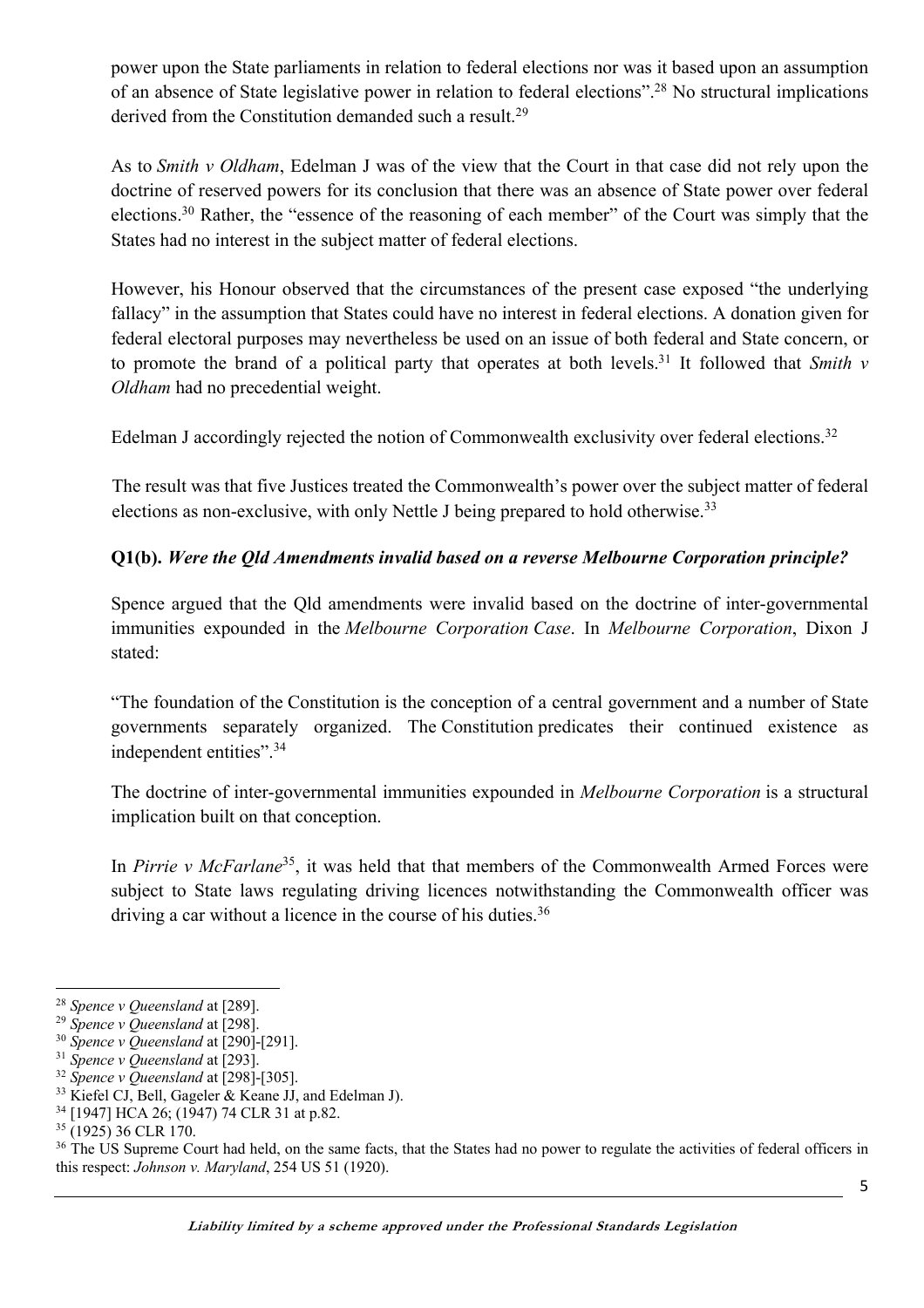power upon the State parliaments in relation to federal elections nor was it based upon an assumption of an absence of State legislative power in relation to federal elections".[28] No structural implications derived from the Constitution demanded such a result.[29]

As to *Smith v Oldham*, Edelman J was of the view that the Court in that case did not rely upon the doctrine of reserved powers for its conclusion that there was an absence of State power over federal elections.[30] Rather, the "essence of the reasoning of each member" of the Court was simply that the States had no interest in the subject matter of federal elections.

However, his Honour observed that the circumstances of the present case exposed "the underlying fallacy" in the assumption that States could have no interest in federal elections. A donation given for federal electoral purposes may nevertheless be used on an issue of both federal and State concern, or to promote the brand of a political party that operates at both levels.[31] It followed that *Smith v Oldham* had no precedential weight.

Edelman J accordingly rejected the notion of Commonwealth exclusivity over federal elections.[32]

The result was that five Justices treated the Commonwealth's power over the subject matter of federal elections as non-exclusive, with only Nettle J being prepared to hold otherwise.[33]

**Q1(b).** ***Were the Qld Amendments invalid based on a reverse Melbourne Corporation principle?***

Spence argued that the Qld amendments were invalid based on the doctrine of inter-governmental immunities expounded in the *Melbourne Corporation Case*. In *Melbourne Corporation*, Dixon J stated:

"The foundation of the Constitution is the conception of a central government and a number of State governments separately organized. The Constitution predicates their continued existence as independent entities".[34]

The doctrine of inter-governmental immunities expounded in *Melbourne Corporation* is a structural implication built on that conception.

In *Pirrie v McFarlane*[35], it was held that that members of the Commonwealth Armed Forces were subject to State laws regulating driving licences notwithstanding the Commonwealth officer was driving a car without a licence in the course of his duties.[36]

---

[28] *Spence v Queensland* at [289].
[29] *Spence v Queensland* at [298].
[30] *Spence v Queensland* at [290]-[291].
[31] *Spence v Queensland* at [293].
[32] *Spence v Queensland* at [298]-[305].
[33] Kiefel CJ, Bell, Gageler & Keane JJ, and Edelman J).
[34] [1947] HCA 26; (1947) 74 CLR 31 at p.82.
[35] (1925) 36 CLR 170.
[36] The US Supreme Court had held, on the same facts, that the States had no power to regulate the activities of federal officers in this respect: *Johnson v. Maryland*, 254 US 51 (1920).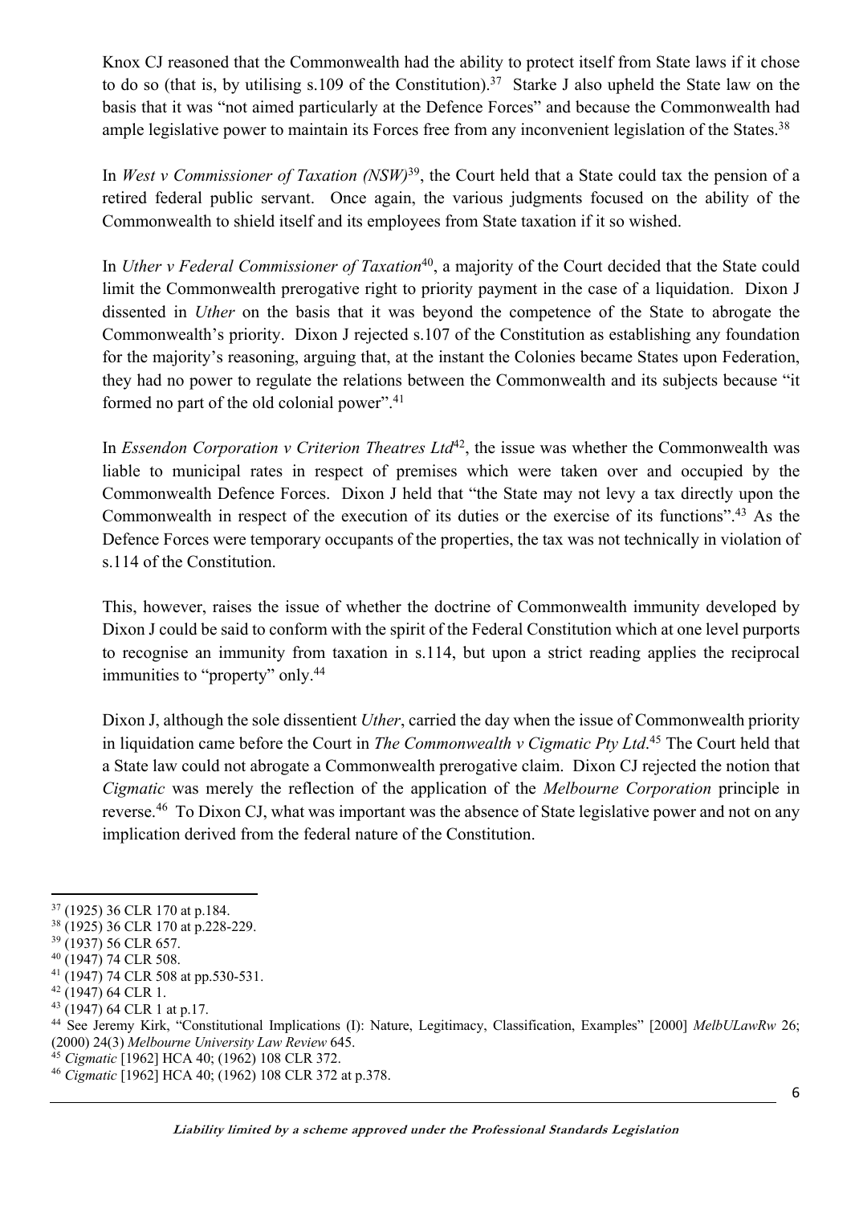Knox CJ reasoned that the Commonwealth had the ability to protect itself from State laws if it chose to do so (that is, by utilising s.109 of the Constitution).[37] Starke J also upheld the State law on the basis that it was "not aimed particularly at the Defence Forces" and because the Commonwealth had ample legislative power to maintain its Forces free from any inconvenient legislation of the States.[38]

In *West v Commissioner of Taxation (NSW)*[39], the Court held that a State could tax the pension of a retired federal public servant. Once again, the various judgments focused on the ability of the Commonwealth to shield itself and its employees from State taxation if it so wished.

In *Uther v Federal Commissioner of Taxation*[40], a majority of the Court decided that the State could limit the Commonwealth prerogative right to priority payment in the case of a liquidation. Dixon J dissented in *Uther* on the basis that it was beyond the competence of the State to abrogate the Commonwealth's priority. Dixon J rejected s.107 of the Constitution as establishing any foundation for the majority's reasoning, arguing that, at the instant the Colonies became States upon Federation, they had no power to regulate the relations between the Commonwealth and its subjects because "it formed no part of the old colonial power".[41]

In *Essendon Corporation v Criterion Theatres Ltd*[42], the issue was whether the Commonwealth was liable to municipal rates in respect of premises which were taken over and occupied by the Commonwealth Defence Forces. Dixon J held that "the State may not levy a tax directly upon the Commonwealth in respect of the execution of its duties or the exercise of its functions".[43] As the Defence Forces were temporary occupants of the properties, the tax was not technically in violation of s.114 of the Constitution.

This, however, raises the issue of whether the doctrine of Commonwealth immunity developed by Dixon J could be said to conform with the spirit of the Federal Constitution which at one level purports to recognise an immunity from taxation in s.114, but upon a strict reading applies the reciprocal immunities to "property" only.[44]

Dixon J, although the sole dissentient *Uther*, carried the day when the issue of Commonwealth priority in liquidation came before the Court in *The Commonwealth v Cigmatic Pty Ltd*.[45] The Court held that a State law could not abrogate a Commonwealth prerogative claim. Dixon CJ rejected the notion that *Cigmatic* was merely the reflection of the application of the *Melbourne Corporation* principle in reverse.[46] To Dixon CJ, what was important was the absence of State legislative power and not on any implication derived from the federal nature of the Constitution.

---

[37] (1925) 36 CLR 170 at p.184.
[38] (1925) 36 CLR 170 at p.228-229.
[39] (1937) 56 CLR 657.
[40] (1947) 74 CLR 508.
[41] (1947) 74 CLR 508 at pp.530-531.
[42] (1947) 64 CLR 1.
[43] (1947) 64 CLR 1 at p.17.
[44] See Jeremy Kirk, "Constitutional Implications (I): Nature, Legitimacy, Classification, Examples" [2000] *MelbULawRw* 26; (2000) 24(3) *Melbourne University Law Review* 645.
[45] *Cigmatic* [1962] HCA 40; (1962) 108 CLR 372.
[46] *Cigmatic* [1962] HCA 40; (1962) 108 CLR 372 at p.378.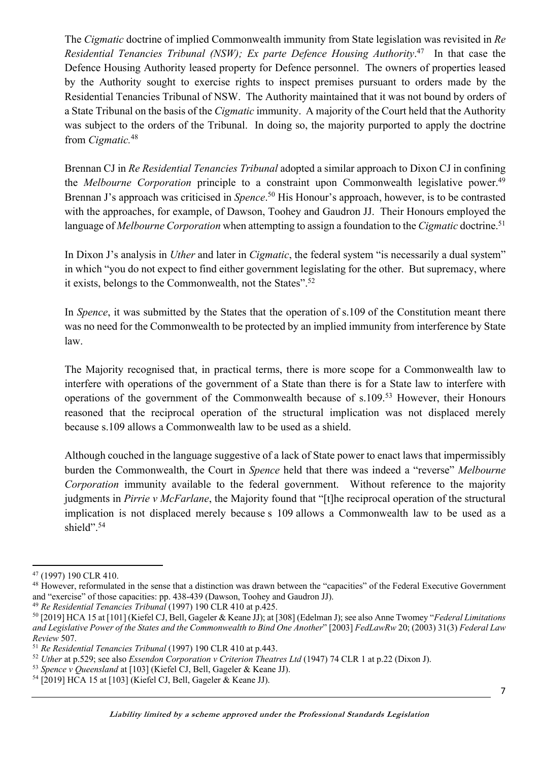The *Cigmatic* doctrine of implied Commonwealth immunity from State legislation was revisited in *Re Residential Tenancies Tribunal (NSW); Ex parte Defence Housing Authority*.[47] In that case the Defence Housing Authority leased property for Defence personnel. The owners of properties leased by the Authority sought to exercise rights to inspect premises pursuant to orders made by the Residential Tenancies Tribunal of NSW. The Authority maintained that it was not bound by orders of a State Tribunal on the basis of the *Cigmatic* immunity. A majority of the Court held that the Authority was subject to the orders of the Tribunal. In doing so, the majority purported to apply the doctrine from *Cigmatic*.[48]

Brennan CJ in *Re Residential Tenancies Tribunal* adopted a similar approach to Dixon CJ in confining the *Melbourne Corporation* principle to a constraint upon Commonwealth legislative power.[49] Brennan J's approach was criticised in *Spence*.[50] His Honour's approach, however, is to be contrasted with the approaches, for example, of Dawson, Toohey and Gaudron JJ. Their Honours employed the language of *Melbourne Corporation* when attempting to assign a foundation to the *Cigmatic* doctrine.[51]

In Dixon J's analysis in *Uther* and later in *Cigmatic*, the federal system "is necessarily a dual system" in which "you do not expect to find either government legislating for the other. But supremacy, where it exists, belongs to the Commonwealth, not the States".[52]

In *Spence*, it was submitted by the States that the operation of s.109 of the Constitution meant there was no need for the Commonwealth to be protected by an implied immunity from interference by State law.

The Majority recognised that, in practical terms, there is more scope for a Commonwealth law to interfere with operations of the government of a State than there is for a State law to interfere with operations of the government of the Commonwealth because of s.109.[53] However, their Honours reasoned that the reciprocal operation of the structural implication was not displaced merely because s.109 allows a Commonwealth law to be used as a shield.

Although couched in the language suggestive of a lack of State power to enact laws that impermissibly burden the Commonwealth, the Court in *Spence* held that there was indeed a "reverse" *Melbourne Corporation* immunity available to the federal government. Without reference to the majority judgments in *Pirrie v McFarlane*, the Majority found that "[t]he reciprocal operation of the structural implication is not displaced merely because s 109 allows a Commonwealth law to be used as a shield".[54]

---

[47] (1997) 190 CLR 410.

[48] However, reformulated in the sense that a distinction was drawn between the "capacities" of the Federal Executive Government and "exercise" of those capacities: pp. 438-439 (Dawson, Toohey and Gaudron JJ).

[49] *Re Residential Tenancies Tribunal* (1997) 190 CLR 410 at p.425.

[50] [2019] HCA 15 at [101] (Kiefel CJ, Bell, Gageler & Keane JJ); at [308] (Edelman J); see also Anne Twomey "*Federal Limitations and Legislative Power of the States and the Commonwealth to Bind One Another*" [2003] *FedLawRw* 20; (2003) 31(3) *Federal Law Review* 507.

[51] *Re Residential Tenancies Tribunal* (1997) 190 CLR 410 at p.443.

[52] *Uther* at p.529; see also *Essendon Corporation v Criterion Theatres Ltd* (1947) 74 CLR 1 at p.22 (Dixon J).

[53] *Spence v Queensland* at [103] (Kiefel CJ, Bell, Gageler & Keane JJ).

[54] [2019] HCA 15 at [103] (Kiefel CJ, Bell, Gageler & Keane JJ).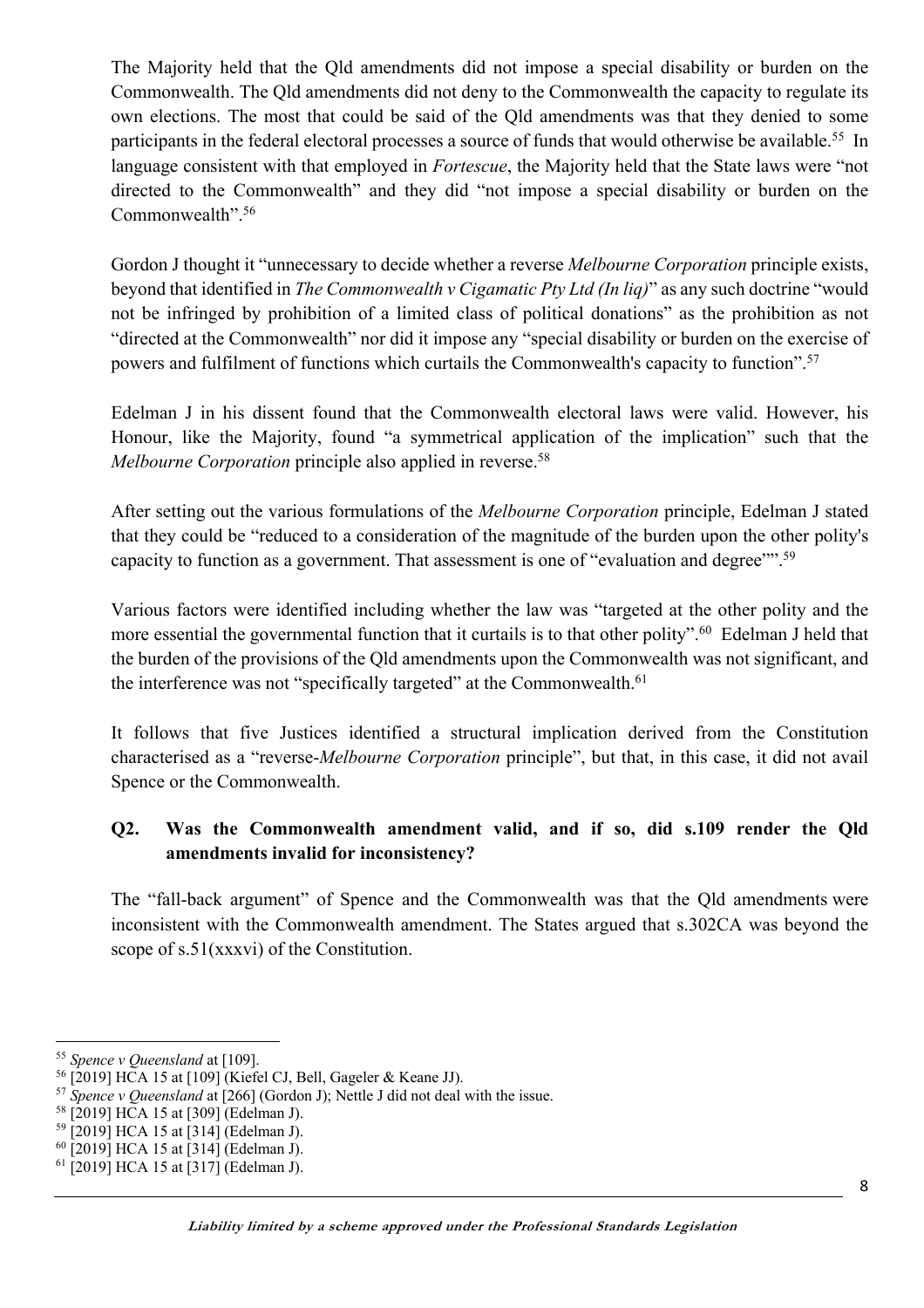The Majority held that the Qld amendments did not impose a special disability or burden on the Commonwealth. The Qld amendments did not deny to the Commonwealth the capacity to regulate its own elections. The most that could be said of the Qld amendments was that they denied to some participants in the federal electoral processes a source of funds that would otherwise be available.[55] In language consistent with that employed in *Fortescue*, the Majority held that the State laws were "not directed to the Commonwealth" and they did "not impose a special disability or burden on the Commonwealth".[56]

Gordon J thought it "unnecessary to decide whether a reverse *Melbourne Corporation* principle exists, beyond that identified in *The Commonwealth v Cigamatic Pty Ltd (In liq)*" as any such doctrine "would not be infringed by prohibition of a limited class of political donations" as the prohibition as not "directed at the Commonwealth" nor did it impose any "special disability or burden on the exercise of powers and fulfilment of functions which curtails the Commonwealth's capacity to function".[57]

Edelman J in his dissent found that the Commonwealth electoral laws were valid. However, his Honour, like the Majority, found "a symmetrical application of the implication" such that the *Melbourne Corporation* principle also applied in reverse.[58]

After setting out the various formulations of the *Melbourne Corporation* principle, Edelman J stated that they could be "reduced to a consideration of the magnitude of the burden upon the other polity's capacity to function as a government. That assessment is one of "evaluation and degree"".[59]

Various factors were identified including whether the law was "targeted at the other polity and the more essential the governmental function that it curtails is to that other polity".[60] Edelman J held that the burden of the provisions of the Qld amendments upon the Commonwealth was not significant, and the interference was not "specifically targeted" at the Commonwealth.[61]

It follows that five Justices identified a structural implication derived from the Constitution characterised as a "reverse-*Melbourne Corporation* principle", but that, in this case, it did not avail Spence or the Commonwealth.

## Q2. Was the Commonwealth amendment valid, and if so, did s.109 render the Qld amendments invalid for inconsistency?

The "fall-back argument" of Spence and the Commonwealth was that the Qld amendments were inconsistent with the Commonwealth amendment. The States argued that s.302CA was beyond the scope of s.51(xxxvi) of the Constitution.

---

[55] *Spence v Queensland* at [109].

[56] [2019] HCA 15 at [109] (Kiefel CJ, Bell, Gageler & Keane JJ).

[57] *Spence v Queensland* at [266] (Gordon J); Nettle J did not deal with the issue.

[58] [2019] HCA 15 at [309] (Edelman J).

[59] [2019] HCA 15 at [314] (Edelman J).

[60] [2019] HCA 15 at [314] (Edelman J).

[61] [2019] HCA 15 at [317] (Edelman J).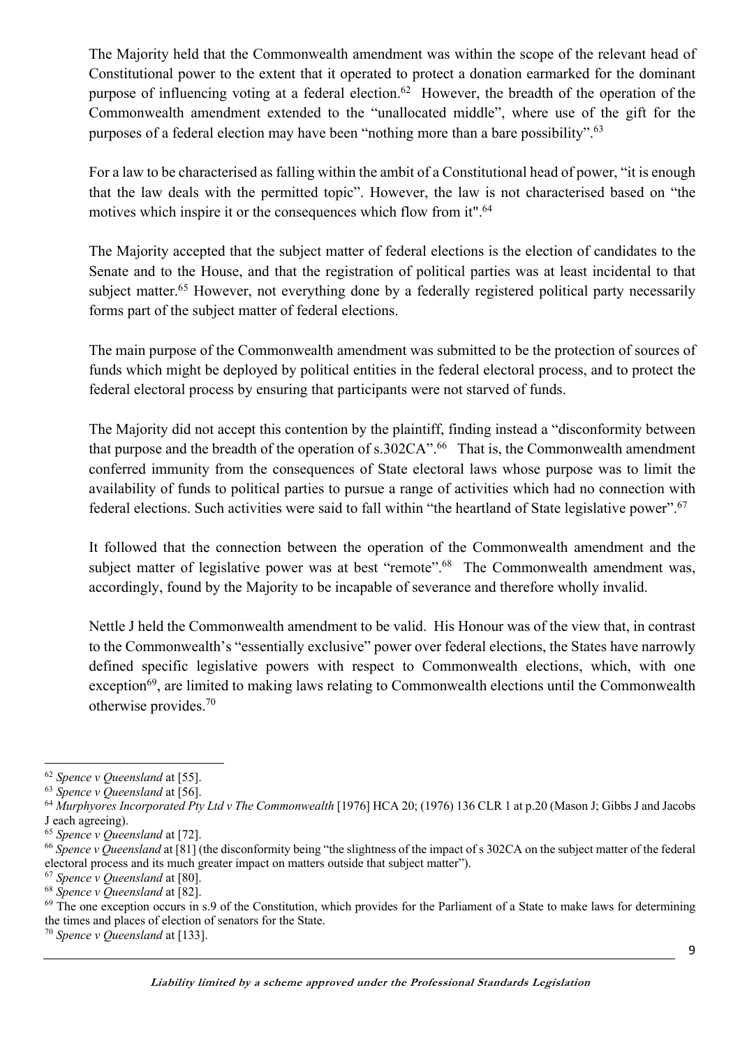The Majority held that the Commonwealth amendment was within the scope of the relevant head of Constitutional power to the extent that it operated to protect a donation earmarked for the dominant purpose of influencing voting at a federal election.[62] However, the breadth of the operation of the Commonwealth amendment extended to the "unallocated middle", where use of the gift for the purposes of a federal election may have been "nothing more than a bare possibility".[63]

For a law to be characterised as falling within the ambit of a Constitutional head of power, "it is enough that the law deals with the permitted topic". However, the law is not characterised based on "the motives which inspire it or the consequences which flow from it".[64]

The Majority accepted that the subject matter of federal elections is the election of candidates to the Senate and to the House, and that the registration of political parties was at least incidental to that subject matter.[65] However, not everything done by a federally registered political party necessarily forms part of the subject matter of federal elections.

The main purpose of the Commonwealth amendment was submitted to be the protection of sources of funds which might be deployed by political entities in the federal electoral process, and to protect the federal electoral process by ensuring that participants were not starved of funds.

The Majority did not accept this contention by the plaintiff, finding instead a "disconformity between that purpose and the breadth of the operation of s.302CA".[66] That is, the Commonwealth amendment conferred immunity from the consequences of State electoral laws whose purpose was to limit the availability of funds to political parties to pursue a range of activities which had no connection with federal elections. Such activities were said to fall within "the heartland of State legislative power".[67]

It followed that the connection between the operation of the Commonwealth amendment and the subject matter of legislative power was at best "remote".[68] The Commonwealth amendment was, accordingly, found by the Majority to be incapable of severance and therefore wholly invalid.

Nettle J held the Commonwealth amendment to be valid. His Honour was of the view that, in contrast to the Commonwealth's "essentially exclusive" power over federal elections, the States have narrowly defined specific legislative powers with respect to Commonwealth elections, which, with one exception[69], are limited to making laws relating to Commonwealth elections until the Commonwealth otherwise provides.[70]

---

[62] *Spence v Queensland* at [55].

[63] *Spence v Queensland* at [56].

[64] *Murphyores Incorporated Pty Ltd v The Commonwealth* [1976] HCA 20; (1976) 136 CLR 1 at p.20 (Mason J; Gibbs J and Jacobs J each agreeing).

[65] *Spence v Queensland* at [72].

[66] *Spence v Queensland* at [81] (the disconformity being "the slightness of the impact of s 302CA on the subject matter of the federal electoral process and its much greater impact on matters outside that subject matter").

[67] *Spence v Queensland* at [80].

[68] *Spence v Queensland* at [82].

[69] The one exception occurs in s.9 of the Constitution, which provides for the Parliament of a State to make laws for determining the times and places of election of senators for the State.

[70] *Spence v Queensland* at [133].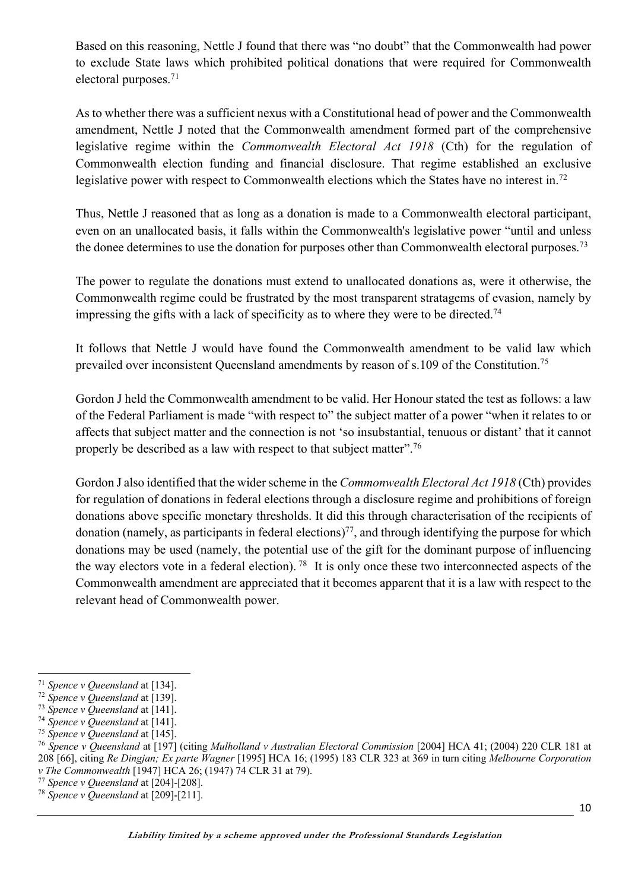Based on this reasoning, Nettle J found that there was "no doubt" that the Commonwealth had power to exclude State laws which prohibited political donations that were required for Commonwealth electoral purposes.[71]

As to whether there was a sufficient nexus with a Constitutional head of power and the Commonwealth amendment, Nettle J noted that the Commonwealth amendment formed part of the comprehensive legislative regime within the *Commonwealth Electoral Act 1918* (Cth) for the regulation of Commonwealth election funding and financial disclosure. That regime established an exclusive legislative power with respect to Commonwealth elections which the States have no interest in.[72]

Thus, Nettle J reasoned that as long as a donation is made to a Commonwealth electoral participant, even on an unallocated basis, it falls within the Commonwealth's legislative power "until and unless the donee determines to use the donation for purposes other than Commonwealth electoral purposes.[73]

The power to regulate the donations must extend to unallocated donations as, were it otherwise, the Commonwealth regime could be frustrated by the most transparent stratagems of evasion, namely by impressing the gifts with a lack of specificity as to where they were to be directed.[74]

It follows that Nettle J would have found the Commonwealth amendment to be valid law which prevailed over inconsistent Queensland amendments by reason of s.109 of the Constitution.[75]

Gordon J held the Commonwealth amendment to be valid. Her Honour stated the test as follows: a law of the Federal Parliament is made "with respect to" the subject matter of a power "when it relates to or affects that subject matter and the connection is not 'so insubstantial, tenuous or distant' that it cannot properly be described as a law with respect to that subject matter".[76]

Gordon J also identified that the wider scheme in the *Commonwealth Electoral Act 1918* (Cth) provides for regulation of donations in federal elections through a disclosure regime and prohibitions of foreign donations above specific monetary thresholds. It did this through characterisation of the recipients of donation (namely, as participants in federal elections)[77], and through identifying the purpose for which donations may be used (namely, the potential use of the gift for the dominant purpose of influencing the way electors vote in a federal election).[78] It is only once these two interconnected aspects of the Commonwealth amendment are appreciated that it becomes apparent that it is a law with respect to the relevant head of Commonwealth power.

---

[71] *Spence v Queensland* at [134].

[72] *Spence v Queensland* at [139].

[73] *Spence v Queensland* at [141].

[74] *Spence v Queensland* at [141].

[75] *Spence v Queensland* at [145].

[76] *Spence v Queensland* at [197] (citing *Mulholland v Australian Electoral Commission* [2004] HCA 41; (2004) 220 CLR 181 at 208 [66], citing *Re Dingjan; Ex parte Wagner* [1995] HCA 16; (1995) 183 CLR 323 at 369 in turn citing *Melbourne Corporation v The Commonwealth* [1947] HCA 26; (1947) 74 CLR 31 at 79).

[77] *Spence v Queensland* at [204]-[208].

[78] *Spence v Queensland* at [209]-[211].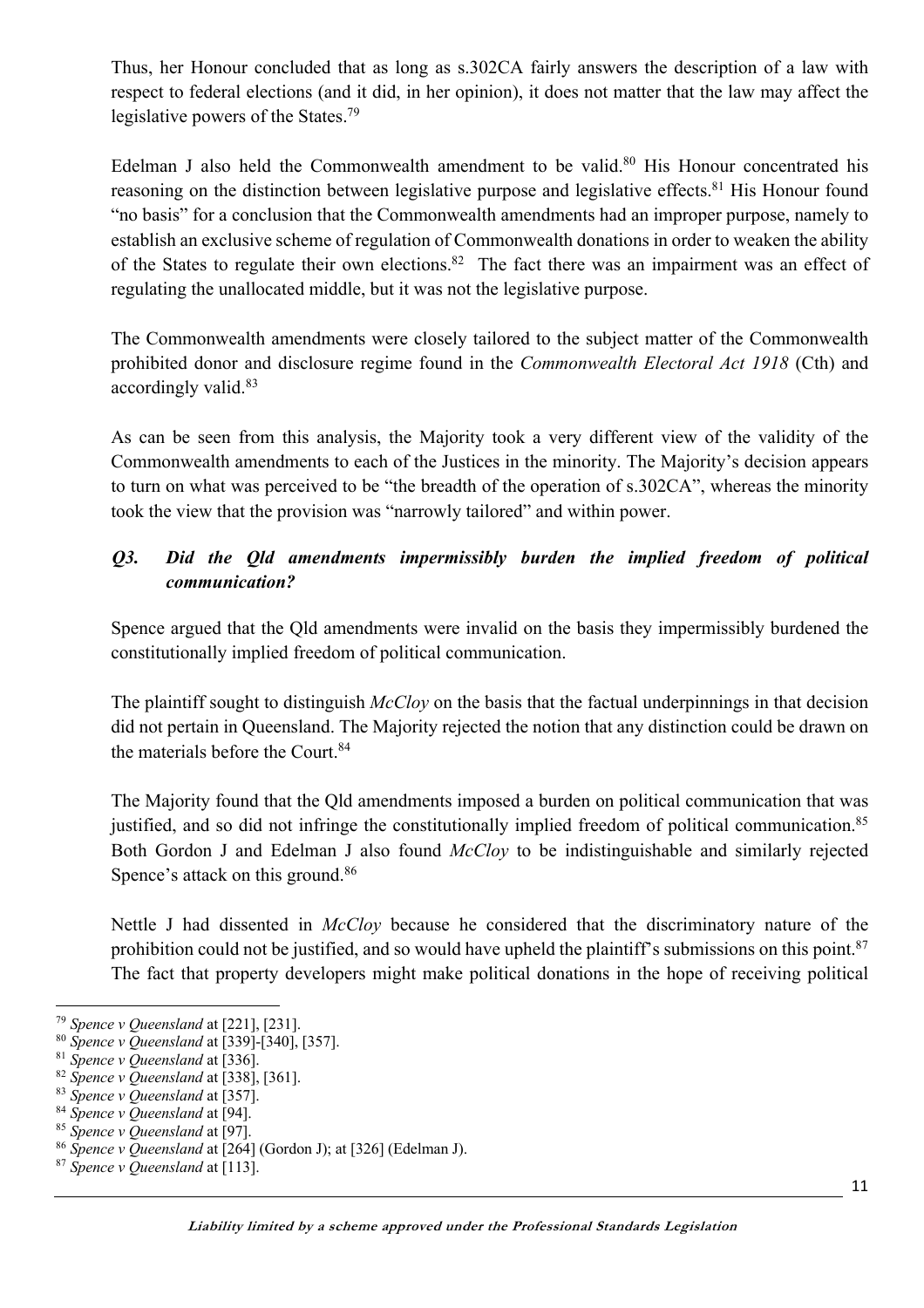Thus, her Honour concluded that as long as s.302CA fairly answers the description of a law with respect to federal elections (and it did, in her opinion), it does not matter that the law may affect the legislative powers of the States.[79]

Edelman J also held the Commonwealth amendment to be valid.[80] His Honour concentrated his reasoning on the distinction between legislative purpose and legislative effects.[81] His Honour found "no basis" for a conclusion that the Commonwealth amendments had an improper purpose, namely to establish an exclusive scheme of regulation of Commonwealth donations in order to weaken the ability of the States to regulate their own elections.[82] The fact there was an impairment was an effect of regulating the unallocated middle, but it was not the legislative purpose.

The Commonwealth amendments were closely tailored to the subject matter of the Commonwealth prohibited donor and disclosure regime found in the *Commonwealth Electoral Act 1918* (Cth) and accordingly valid.[83]

As can be seen from this analysis, the Majority took a very different view of the validity of the Commonwealth amendments to each of the Justices in the minority. The Majority's decision appears to turn on what was perceived to be "the breadth of the operation of s.302CA", whereas the minority took the view that the provision was "narrowly tailored" and within power.

### *Q3. Did the Qld amendments impermissibly burden the implied freedom of political communication?*

Spence argued that the Qld amendments were invalid on the basis they impermissibly burdened the constitutionally implied freedom of political communication.

The plaintiff sought to distinguish *McCloy* on the basis that the factual underpinnings in that decision did not pertain in Queensland. The Majority rejected the notion that any distinction could be drawn on the materials before the Court.[84]

The Majority found that the Qld amendments imposed a burden on political communication that was justified, and so did not infringe the constitutionally implied freedom of political communication.[85] Both Gordon J and Edelman J also found *McCloy* to be indistinguishable and similarly rejected Spence's attack on this ground.[86]

Nettle J had dissented in *McCloy* because he considered that the discriminatory nature of the prohibition could not be justified, and so would have upheld the plaintiff's submissions on this point.[87] The fact that property developers might make political donations in the hope of receiving political

---

[79] *Spence v Queensland* at [221], [231].

[80] *Spence v Queensland* at [339]-[340], [357].

[81] *Spence v Queensland* at [336].

[82] *Spence v Queensland* at [338], [361].

[83] *Spence v Queensland* at [357].

[84] *Spence v Queensland* at [94].

[85] *Spence v Queensland* at [97].

[86] *Spence v Queensland* at [264] (Gordon J); at [326] (Edelman J).

[87] *Spence v Queensland* at [113].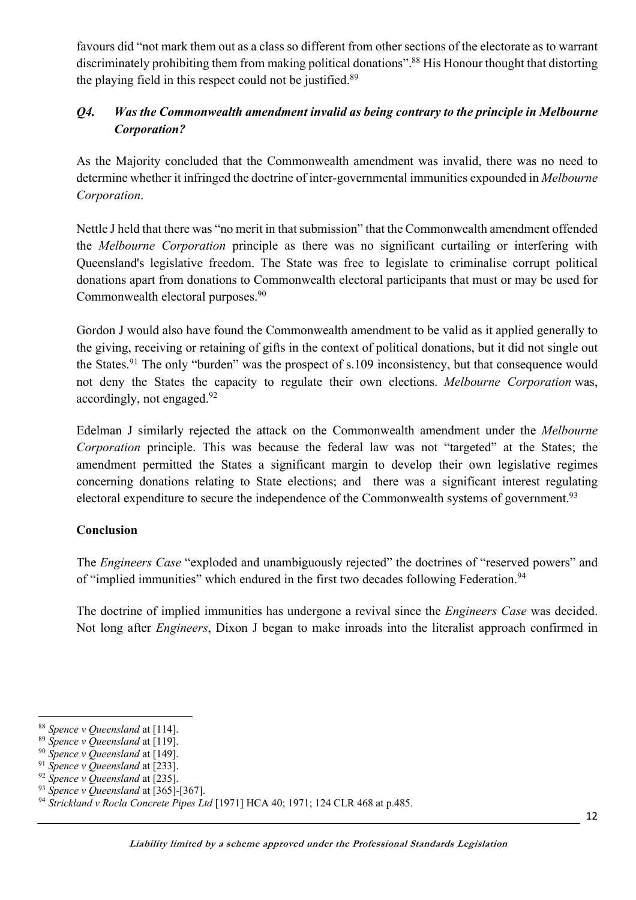favours did "not mark them out as a class so different from other sections of the electorate as to warrant discriminately prohibiting them from making political donations".[88] His Honour thought that distorting the playing field in this respect could not be justified.[89]

### *Q4. Was the Commonwealth amendment invalid as being contrary to the principle in Melbourne Corporation?*

As the Majority concluded that the Commonwealth amendment was invalid, there was no need to determine whether it infringed the doctrine of inter-governmental immunities expounded in *Melbourne Corporation*.

Nettle J held that there was "no merit in that submission" that the Commonwealth amendment offended the *Melbourne Corporation* principle as there was no significant curtailing or interfering with Queensland's legislative freedom. The State was free to legislate to criminalise corrupt political donations apart from donations to Commonwealth electoral participants that must or may be used for Commonwealth electoral purposes.[90]

Gordon J would also have found the Commonwealth amendment to be valid as it applied generally to the giving, receiving or retaining of gifts in the context of political donations, but it did not single out the States.[91] The only "burden" was the prospect of s.109 inconsistency, but that consequence would not deny the States the capacity to regulate their own elections. *Melbourne Corporation* was, accordingly, not engaged.[92]

Edelman J similarly rejected the attack on the Commonwealth amendment under the *Melbourne Corporation* principle. This was because the federal law was not "targeted" at the States; the amendment permitted the States a significant margin to develop their own legislative regimes concerning donations relating to State elections; and there was a significant interest regulating electoral expenditure to secure the independence of the Commonwealth systems of government.[93]

**Conclusion**

The *Engineers Case* "exploded and unambiguously rejected" the doctrines of "reserved powers" and of "implied immunities" which endured in the first two decades following Federation.[94]

The doctrine of implied immunities has undergone a revival since the *Engineers Case* was decided. Not long after *Engineers*, Dixon J began to make inroads into the literalist approach confirmed in

---

[88] *Spence v Queensland* at [114].
[89] *Spence v Queensland* at [119].
[90] *Spence v Queensland* at [149].
[91] *Spence v Queensland* at [233].
[92] *Spence v Queensland* at [235].
[93] *Spence v Queensland* at [365]-[367].
[94] *Strickland v Rocla Concrete Pipes Ltd* [1971] HCA 40; 1971; 124 CLR 468 at p.485.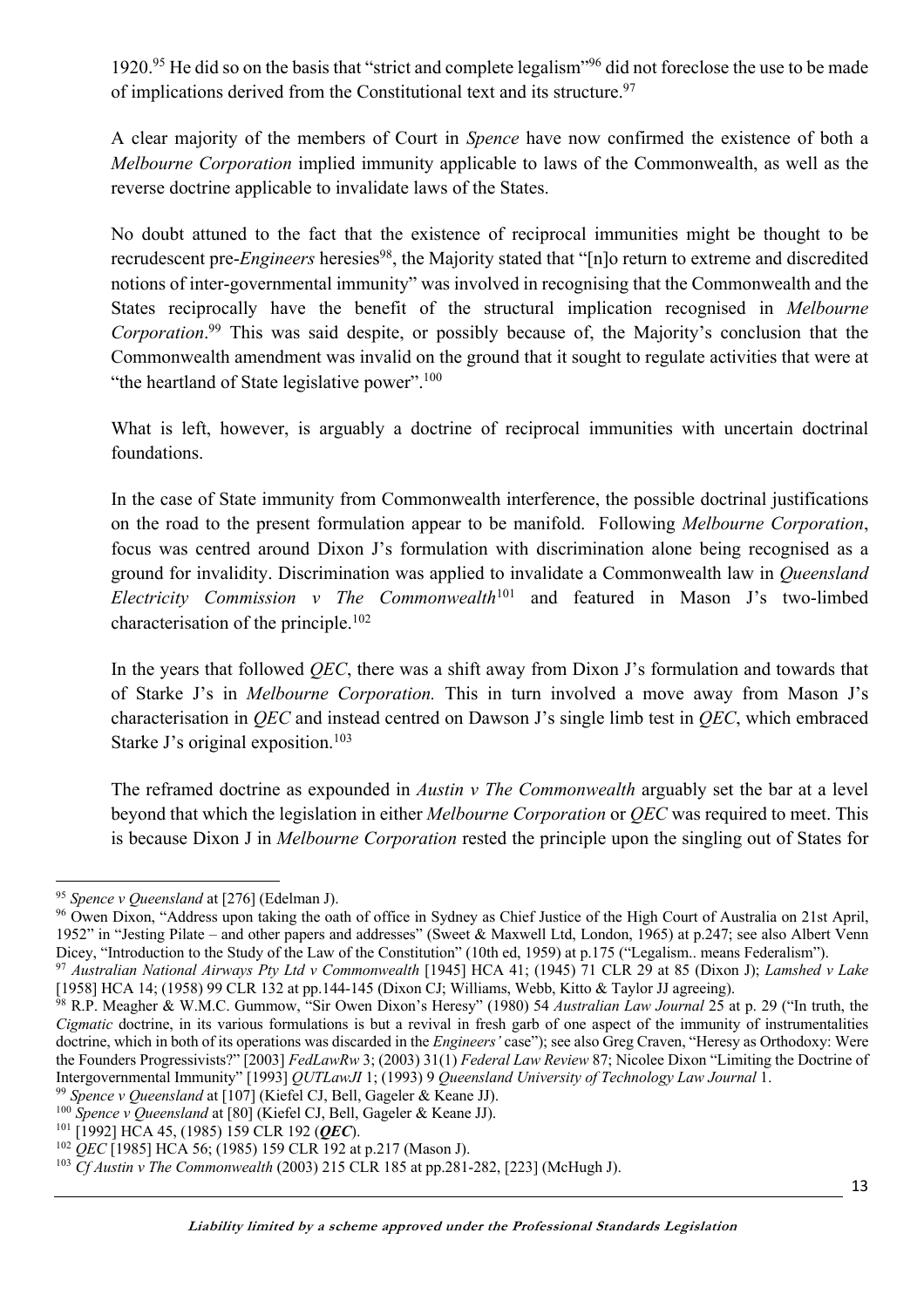1920.[95] He did so on the basis that "strict and complete legalism"[96] did not foreclose the use to be made of implications derived from the Constitutional text and its structure.[97]

A clear majority of the members of Court in *Spence* have now confirmed the existence of both a *Melbourne Corporation* implied immunity applicable to laws of the Commonwealth, as well as the reverse doctrine applicable to invalidate laws of the States.

No doubt attuned to the fact that the existence of reciprocal immunities might be thought to be recrudescent pre-*Engineers* heresies[98], the Majority stated that "[n]o return to extreme and discredited notions of inter-governmental immunity" was involved in recognising that the Commonwealth and the States reciprocally have the benefit of the structural implication recognised in *Melbourne Corporation*.[99] This was said despite, or possibly because of, the Majority's conclusion that the Commonwealth amendment was invalid on the ground that it sought to regulate activities that were at "the heartland of State legislative power".[100]

What is left, however, is arguably a doctrine of reciprocal immunities with uncertain doctrinal foundations.

In the case of State immunity from Commonwealth interference, the possible doctrinal justifications on the road to the present formulation appear to be manifold. Following *Melbourne Corporation*, focus was centred around Dixon J's formulation with discrimination alone being recognised as a ground for invalidity. Discrimination was applied to invalidate a Commonwealth law in *Queensland Electricity Commission v The Commonwealth*[101] and featured in Mason J's two-limbed characterisation of the principle.[102]

In the years that followed *QEC*, there was a shift away from Dixon J's formulation and towards that of Starke J's in *Melbourne Corporation.* This in turn involved a move away from Mason J's characterisation in *QEC* and instead centred on Dawson J's single limb test in *QEC*, which embraced Starke J's original exposition.[103]

The reframed doctrine as expounded in *Austin v The Commonwealth* arguably set the bar at a level beyond that which the legislation in either *Melbourne Corporation* or *QEC* was required to meet. This is because Dixon J in *Melbourne Corporation* rested the principle upon the singling out of States for

---

[95] *Spence v Queensland* at [276] (Edelman J).

[96] Owen Dixon, "Address upon taking the oath of office in Sydney as Chief Justice of the High Court of Australia on 21st April, 1952" in "Jesting Pilate – and other papers and addresses" (Sweet & Maxwell Ltd, London, 1965) at p.247; see also Albert Venn Dicey, "Introduction to the Study of the Law of the Constitution" (10th ed, 1959) at p.175 ("Legalism.. means Federalism").

[97] *Australian National Airways Pty Ltd v Commonwealth* [1945] HCA 41; (1945) 71 CLR 29 at 85 (Dixon J); *Lamshed v Lake* [1958] HCA 14; (1958) 99 CLR 132 at pp.144-145 (Dixon CJ; Williams, Webb, Kitto & Taylor JJ agreeing).

[98] R.P. Meagher & W.M.C. Gummow, "Sir Owen Dixon's Heresy" (1980) 54 *Australian Law Journal* 25 at p. 29 ("In truth, the *Cigmatic* doctrine, in its various formulations is but a revival in fresh garb of one aspect of the immunity of instrumentalities doctrine, which in both of its operations was discarded in the *Engineers'* case"); see also Greg Craven, "Heresy as Orthodoxy: Were the Founders Progressivists?" [2003] *FedLawRw* 3; (2003) 31(1) *Federal Law Review* 87; Nicolee Dixon "Limiting the Doctrine of Intergovernmental Immunity" [1993] *QUTLawJl* 1; (1993) 9 *Queensland University of Technology Law Journal* 1.

[99] *Spence v Queensland* at [107] (Kiefel CJ, Bell, Gageler & Keane JJ).

[100] *Spence v Queensland* at [80] (Kiefel CJ, Bell, Gageler & Keane JJ).

[101] [1992] HCA 45, (1985) 159 CLR 192 (***QEC***).

[102] *QEC* [1985] HCA 56; (1985) 159 CLR 192 at p.217 (Mason J).

[103] *Cf Austin v The Commonwealth* (2003) 215 CLR 185 at pp.281-282, [223] (McHugh J).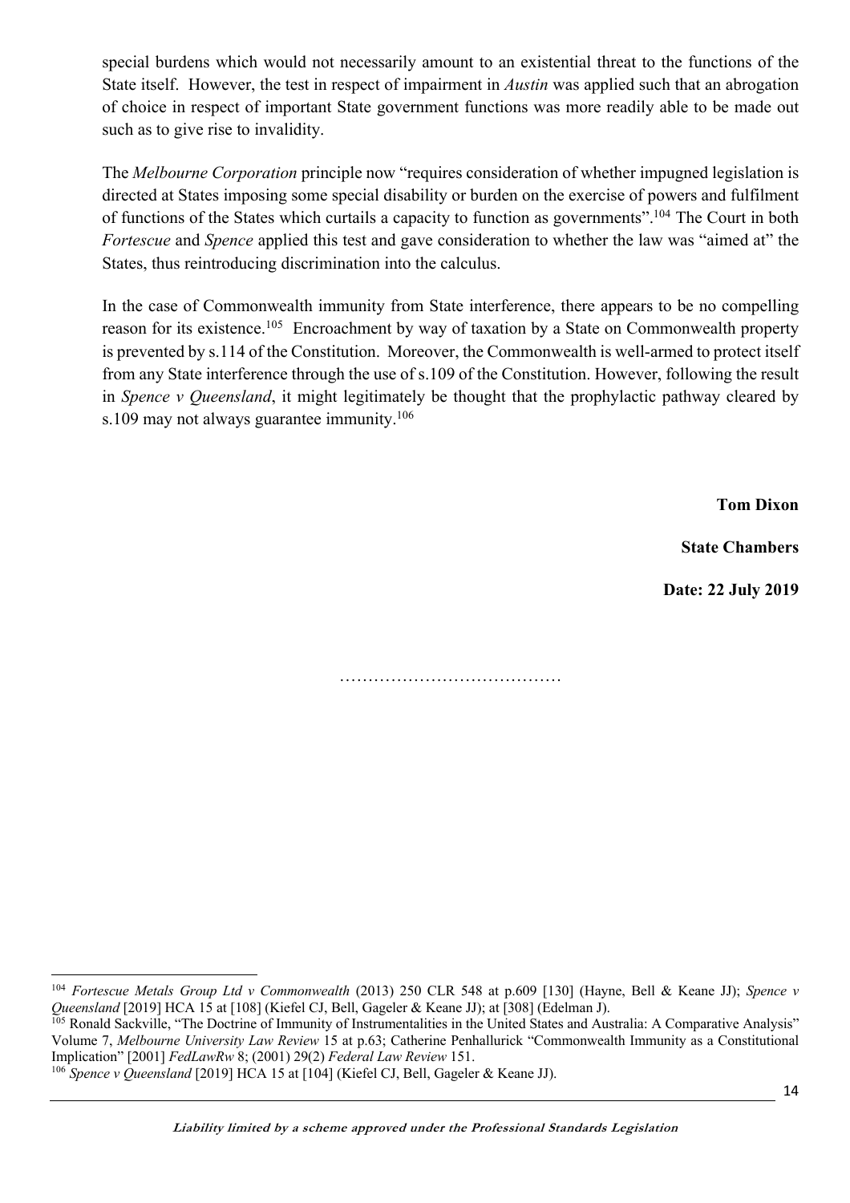special burdens which would not necessarily amount to an existential threat to the functions of the State itself. However, the test in respect of impairment in *Austin* was applied such that an abrogation of choice in respect of important State government functions was more readily able to be made out such as to give rise to invalidity.

The *Melbourne Corporation* principle now "requires consideration of whether impugned legislation is directed at States imposing some special disability or burden on the exercise of powers and fulfilment of functions of the States which curtails a capacity to function as governments".[104] The Court in both *Fortescue* and *Spence* applied this test and gave consideration to whether the law was "aimed at" the States, thus reintroducing discrimination into the calculus.

In the case of Commonwealth immunity from State interference, there appears to be no compelling reason for its existence.[105] Encroachment by way of taxation by a State on Commonwealth property is prevented by s.114 of the Constitution. Moreover, the Commonwealth is well-armed to protect itself from any State interference through the use of s.109 of the Constitution. However, following the result in *Spence v Queensland*, it might legitimately be thought that the prophylactic pathway cleared by s.109 may not always guarantee immunity.[106]

**Tom Dixon**

**State Chambers**

**Date: 22 July 2019**

…………………………………

[104] *Fortescue Metals Group Ltd v Commonwealth* (2013) 250 CLR 548 at p.609 [130] (Hayne, Bell & Keane JJ); *Spence v Queensland* [2019] HCA 15 at [108] (Kiefel CJ, Bell, Gageler & Keane JJ); at [308] (Edelman J).

[105] Ronald Sackville, "The Doctrine of Immunity of Instrumentalities in the United States and Australia: A Comparative Analysis" Volume 7, *Melbourne University Law Review* 15 at p.63; Catherine Penhallurick "Commonwealth Immunity as a Constitutional Implication" [2001] *FedLawRw* 8; (2001) 29(2) *Federal Law Review* 151.

[106] *Spence v Queensland* [2019] HCA 15 at [104] (Kiefel CJ, Bell, Gageler & Keane JJ).

***Liability limited by a scheme approved under the Professional Standards Legislation***